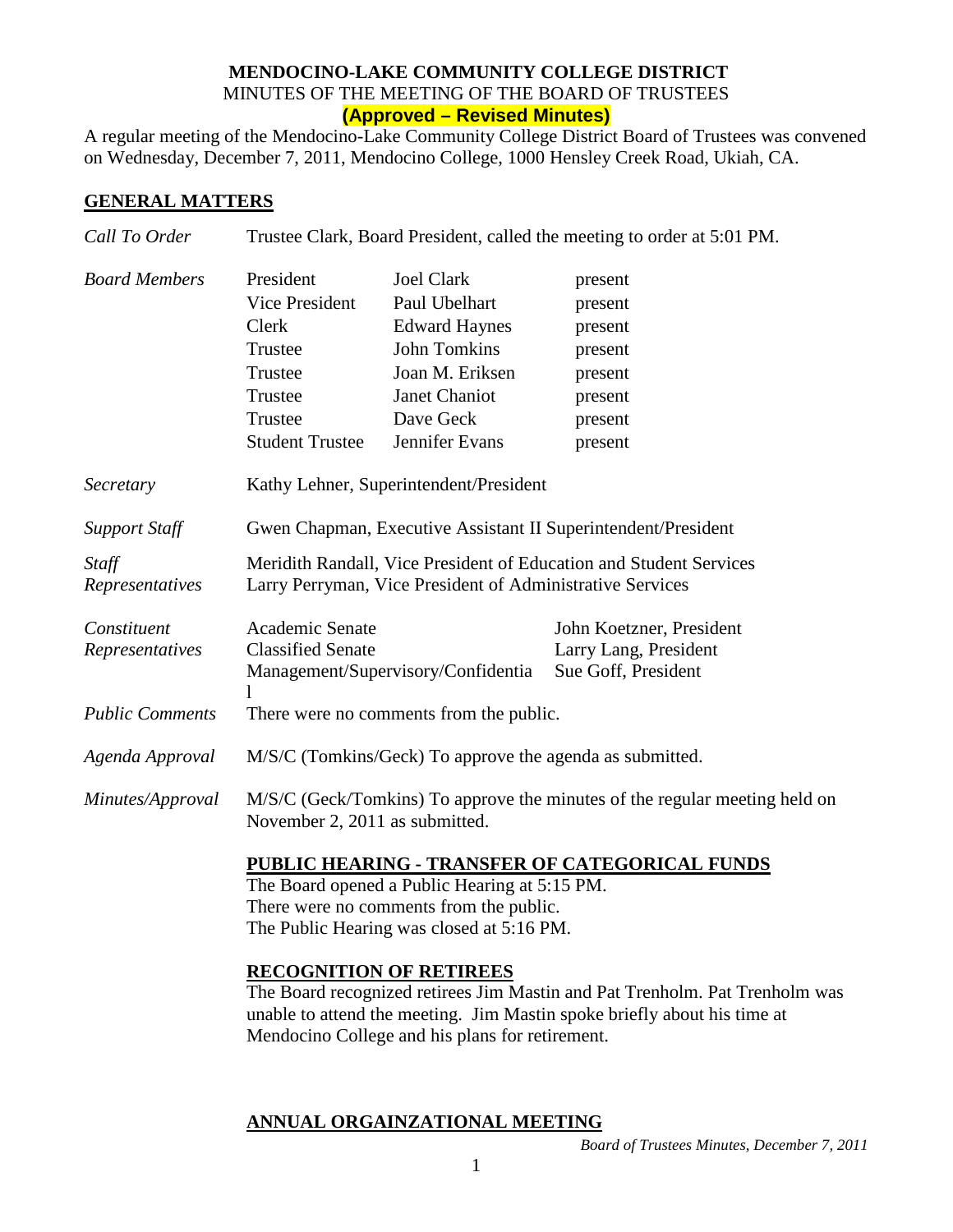**MENDOCINO-LAKE COMMUNITY COLLEGE DISTRICT**
MINUTES OF THE MEETING OF THE BOARD OF TRUSTEES
**(Approved – Revised Minutes)**

A regular meeting of the Mendocino-Lake Community College District Board of Trustees was convened on Wednesday, December 7, 2011, Mendocino College, 1000 Hensley Creek Road, Ukiah, CA.

## GENERAL MATTERS

*Call To Order* — Trustee Clark, Board President, called the meeting to order at 5:01 PM.

*Board Members*

| | | |
|---|---|---|
| President | Joel Clark | present |
| Vice President | Paul Ubelhart | present |
| Clerk | Edward Haynes | present |
| Trustee | John Tomkins | present |
| Trustee | Joan M. Eriksen | present |
| Trustee | Janet Chaniot | present |
| Trustee | Dave Geck | present |
| Student Trustee | Jennifer Evans | present |

*Secretary* — Kathy Lehner, Superintendent/President

*Support Staff* — Gwen Chapman, Executive Assistant II Superintendent/President

*Staff Representatives* — Meridith Randall, Vice President of Education and Student Services
Larry Perryman, Vice President of Administrative Services

*Constituent Representatives*

| | |
|---|---|
| Academic Senate | John Koetzner, President |
| Classified Senate | Larry Lang, President |
| Management/Supervisory/Confidential | Sue Goff, President |

*Public Comments* — There were no comments from the public.

*Agenda Approval* — M/S/C (Tomkins/Geck) To approve the agenda as submitted.

*Minutes/Approval* — M/S/C (Geck/Tomkins) To approve the minutes of the regular meeting held on November 2, 2011 as submitted.

## PUBLIC HEARING - TRANSFER OF CATEGORICAL FUNDS

The Board opened a Public Hearing at 5:15 PM.
There were no comments from the public.
The Public Hearing was closed at 5:16 PM.

## RECOGNITION OF RETIREES

The Board recognized retirees Jim Mastin and Pat Trenholm. Pat Trenholm was unable to attend the meeting. Jim Mastin spoke briefly about his time at Mendocino College and his plans for retirement.

## ANNUAL ORGAINZATIONAL MEETING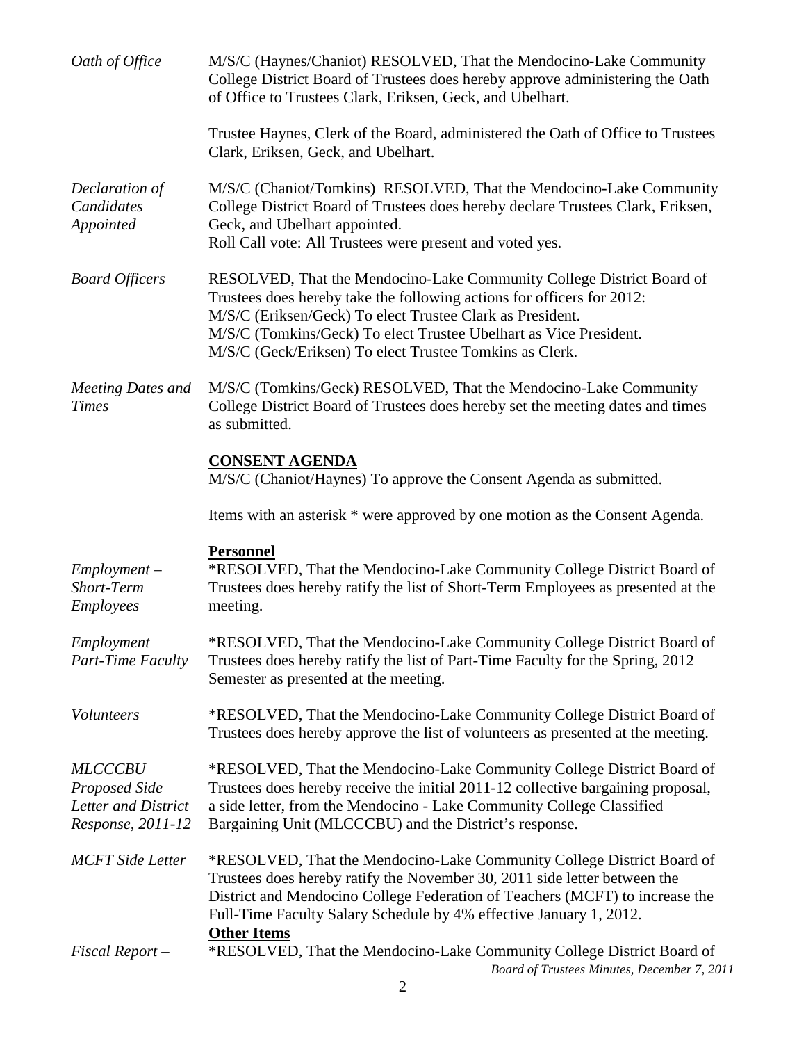*Oath of Office*

M/S/C (Haynes/Chaniot) RESOLVED, That the Mendocino-Lake Community College District Board of Trustees does hereby approve administering the Oath of Office to Trustees Clark, Eriksen, Geck, and Ubelhart.

Trustee Haynes, Clerk of the Board, administered the Oath of Office to Trustees Clark, Eriksen, Geck, and Ubelhart.

*Declaration of Candidates Appointed*

M/S/C (Chaniot/Tomkins) RESOLVED, That the Mendocino-Lake Community College District Board of Trustees does hereby declare Trustees Clark, Eriksen, Geck, and Ubelhart appointed.
Roll Call vote: All Trustees were present and voted yes.

*Board Officers*

RESOLVED, That the Mendocino-Lake Community College District Board of Trustees does hereby take the following actions for officers for 2012:
M/S/C (Eriksen/Geck) To elect Trustee Clark as President.
M/S/C (Tomkins/Geck) To elect Trustee Ubelhart as Vice President.
M/S/C (Geck/Eriksen) To elect Trustee Tomkins as Clerk.

*Meeting Dates and Times*

M/S/C (Tomkins/Geck) RESOLVED, That the Mendocino-Lake Community College District Board of Trustees does hereby set the meeting dates and times as submitted.

**CONSENT AGENDA**

M/S/C (Chaniot/Haynes) To approve the Consent Agenda as submitted.

Items with an asterisk * were approved by one motion as the Consent Agenda.

**Personnel**

*Employment – Short-Term Employees*

*RESOLVED, That the Mendocino-Lake Community College District Board of Trustees does hereby ratify the list of Short-Term Employees as presented at the meeting.

*Employment Part-Time Faculty*

*RESOLVED, That the Mendocino-Lake Community College District Board of Trustees does hereby ratify the list of Part-Time Faculty for the Spring, 2012 Semester as presented at the meeting.

*Volunteers*

*RESOLVED, That the Mendocino-Lake Community College District Board of Trustees does hereby approve the list of volunteers as presented at the meeting.

*MLCCCBU Proposed Side Letter and District Response, 2011-12*

*RESOLVED, That the Mendocino-Lake Community College District Board of Trustees does hereby receive the initial 2011-12 collective bargaining proposal, a side letter, from the Mendocino - Lake Community College Classified Bargaining Unit (MLCCCBU) and the District's response.

*MCFT Side Letter*

*RESOLVED, That the Mendocino-Lake Community College District Board of Trustees does hereby ratify the November 30, 2011 side letter between the District and Mendocino College Federation of Teachers (MCFT) to increase the Full-Time Faculty Salary Schedule by 4% effective January 1, 2012.

**Other Items**

*Fiscal Report –*

*RESOLVED, That the Mendocino-Lake Community College District Board of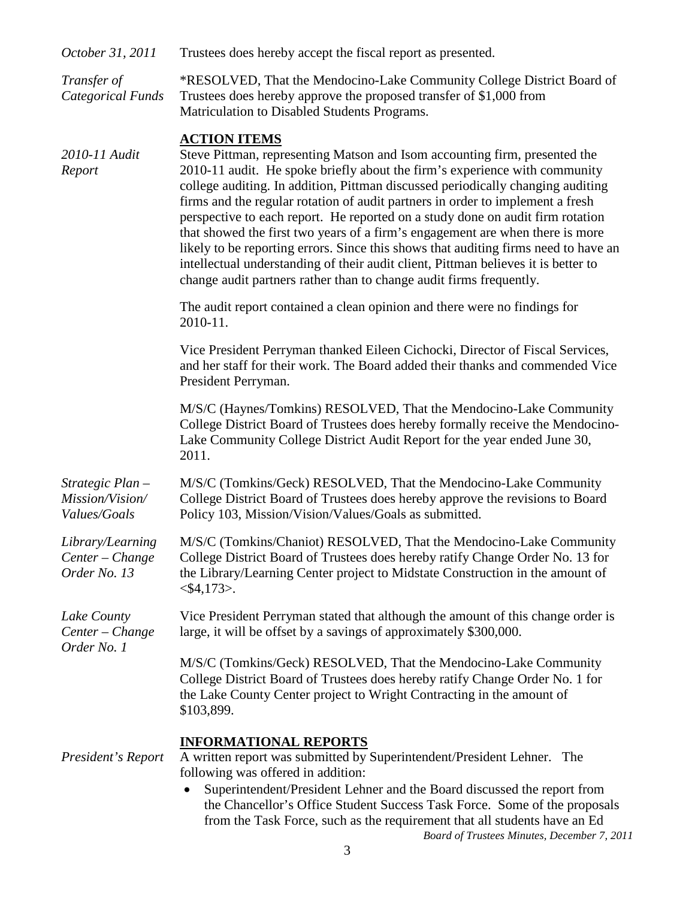*October 31, 2011* Trustees does hereby accept the fiscal report as presented.

*Transfer of Categorical Funds*

*RESOLVED, That the Mendocino-Lake Community College District Board of Trustees does hereby approve the proposed transfer of $1,000 from Matriculation to Disabled Students Programs.

## ACTION ITEMS

*2010-11 Audit Report*

Steve Pittman, representing Matson and Isom accounting firm, presented the 2010-11 audit. He spoke briefly about the firm's experience with community college auditing. In addition, Pittman discussed periodically changing auditing firms and the regular rotation of audit partners in order to implement a fresh perspective to each report. He reported on a study done on audit firm rotation that showed the first two years of a firm's engagement are when there is more likely to be reporting errors. Since this shows that auditing firms need to have an intellectual understanding of their audit client, Pittman believes it is better to change audit partners rather than to change audit firms frequently.

The audit report contained a clean opinion and there were no findings for 2010-11.

Vice President Perryman thanked Eileen Cichocki, Director of Fiscal Services, and her staff for their work. The Board added their thanks and commended Vice President Perryman.

M/S/C (Haynes/Tomkins) RESOLVED, That the Mendocino-Lake Community College District Board of Trustees does hereby formally receive the Mendocino-Lake Community College District Audit Report for the year ended June 30, 2011.

*Strategic Plan – Mission/Vision/ Values/Goals*

M/S/C (Tomkins/Geck) RESOLVED, That the Mendocino-Lake Community College District Board of Trustees does hereby approve the revisions to Board Policy 103, Mission/Vision/Values/Goals as submitted.

*Library/Learning Center – Change Order No. 13*

M/S/C (Tomkins/Chaniot) RESOLVED, That the Mendocino-Lake Community College District Board of Trustees does hereby ratify Change Order No. 13 for the Library/Learning Center project to Midstate Construction in the amount of <$4,173>.

*Lake County Center – Change Order No. 1*

Vice President Perryman stated that although the amount of this change order is large, it will be offset by a savings of approximately $300,000.

M/S/C (Tomkins/Geck) RESOLVED, That the Mendocino-Lake Community College District Board of Trustees does hereby ratify Change Order No. 1 for the Lake County Center project to Wright Contracting in the amount of $103,899.

## INFORMATIONAL REPORTS

*President's Report*

A written report was submitted by Superintendent/President Lehner. The following was offered in addition:

- Superintendent/President Lehner and the Board discussed the report from the Chancellor's Office Student Success Task Force. Some of the proposals from the Task Force, such as the requirement that all students have an Ed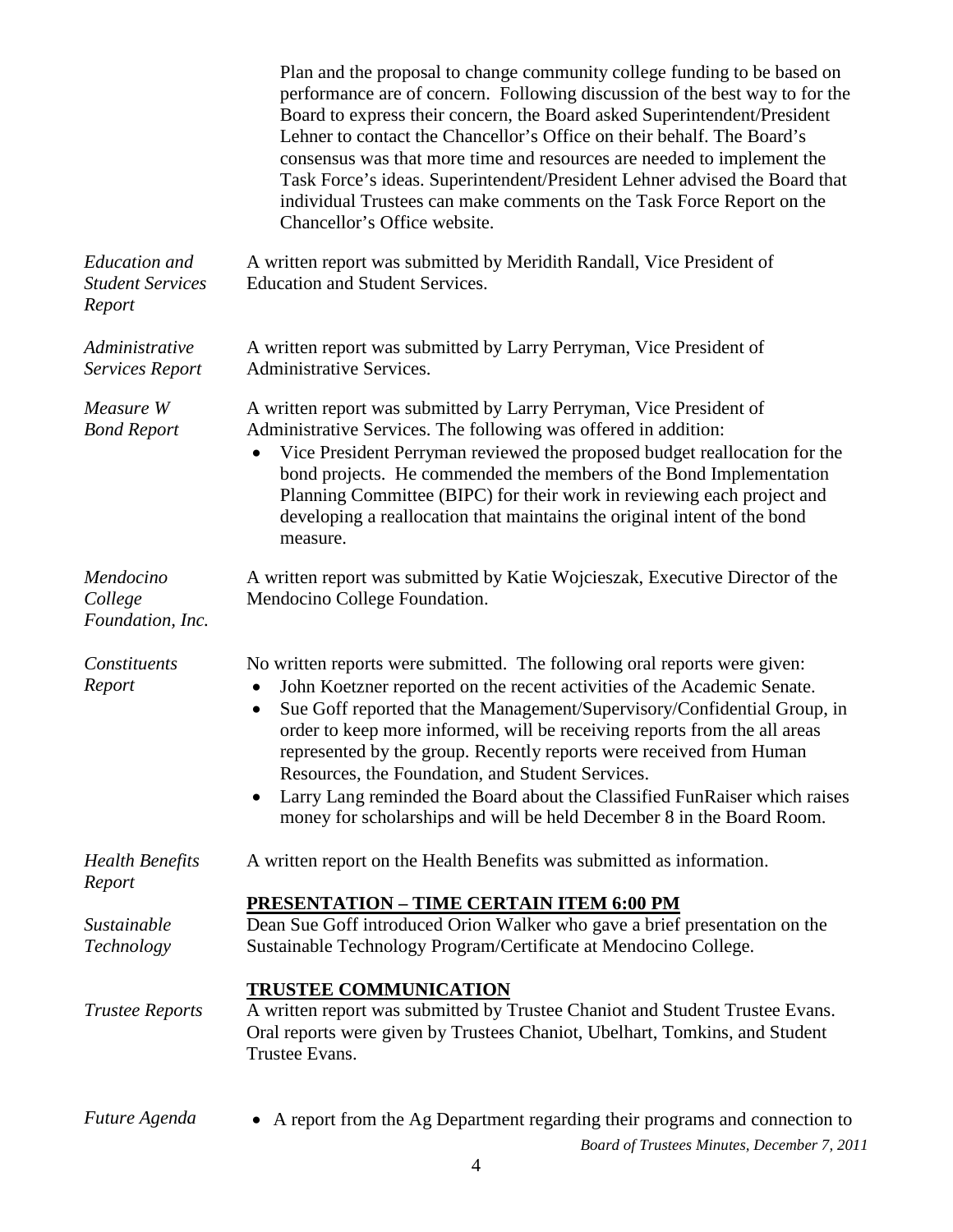Plan and the proposal to change community college funding to be based on performance are of concern. Following discussion of the best way to for the Board to express their concern, the Board asked Superintendent/President Lehner to contact the Chancellor's Office on their behalf. The Board's consensus was that more time and resources are needed to implement the Task Force's ideas. Superintendent/President Lehner advised the Board that individual Trustees can make comments on the Task Force Report on the Chancellor's Office website.

*Education and Student Services Report*

A written report was submitted by Meridith Randall, Vice President of Education and Student Services.

*Administrative Services Report*

A written report was submitted by Larry Perryman, Vice President of Administrative Services.

*Measure W Bond Report*

A written report was submitted by Larry Perryman, Vice President of Administrative Services. The following was offered in addition:

- Vice President Perryman reviewed the proposed budget reallocation for the bond projects. He commended the members of the Bond Implementation Planning Committee (BIPC) for their work in reviewing each project and developing a reallocation that maintains the original intent of the bond measure.

*Mendocino College Foundation, Inc.*

A written report was submitted by Katie Wojcieszak, Executive Director of the Mendocino College Foundation.

*Constituents Report*

No written reports were submitted. The following oral reports were given:

- John Koetzner reported on the recent activities of the Academic Senate.
- Sue Goff reported that the Management/Supervisory/Confidential Group, in order to keep more informed, will be receiving reports from the all areas represented by the group. Recently reports were received from Human Resources, the Foundation, and Student Services.
- Larry Lang reminded the Board about the Classified FunRaiser which raises money for scholarships and will be held December 8 in the Board Room.

*Health Benefits Report*

A written report on the Health Benefits was submitted as information.

**PRESENTATION – TIME CERTAIN ITEM 6:00 PM**

*Sustainable Technology*

Dean Sue Goff introduced Orion Walker who gave a brief presentation on the Sustainable Technology Program/Certificate at Mendocino College.

**TRUSTEE COMMUNICATION**

*Trustee Reports*

A written report was submitted by Trustee Chaniot and Student Trustee Evans. Oral reports were given by Trustees Chaniot, Ubelhart, Tomkins, and Student Trustee Evans.

*Future Agenda*

- A report from the Ag Department regarding their programs and connection to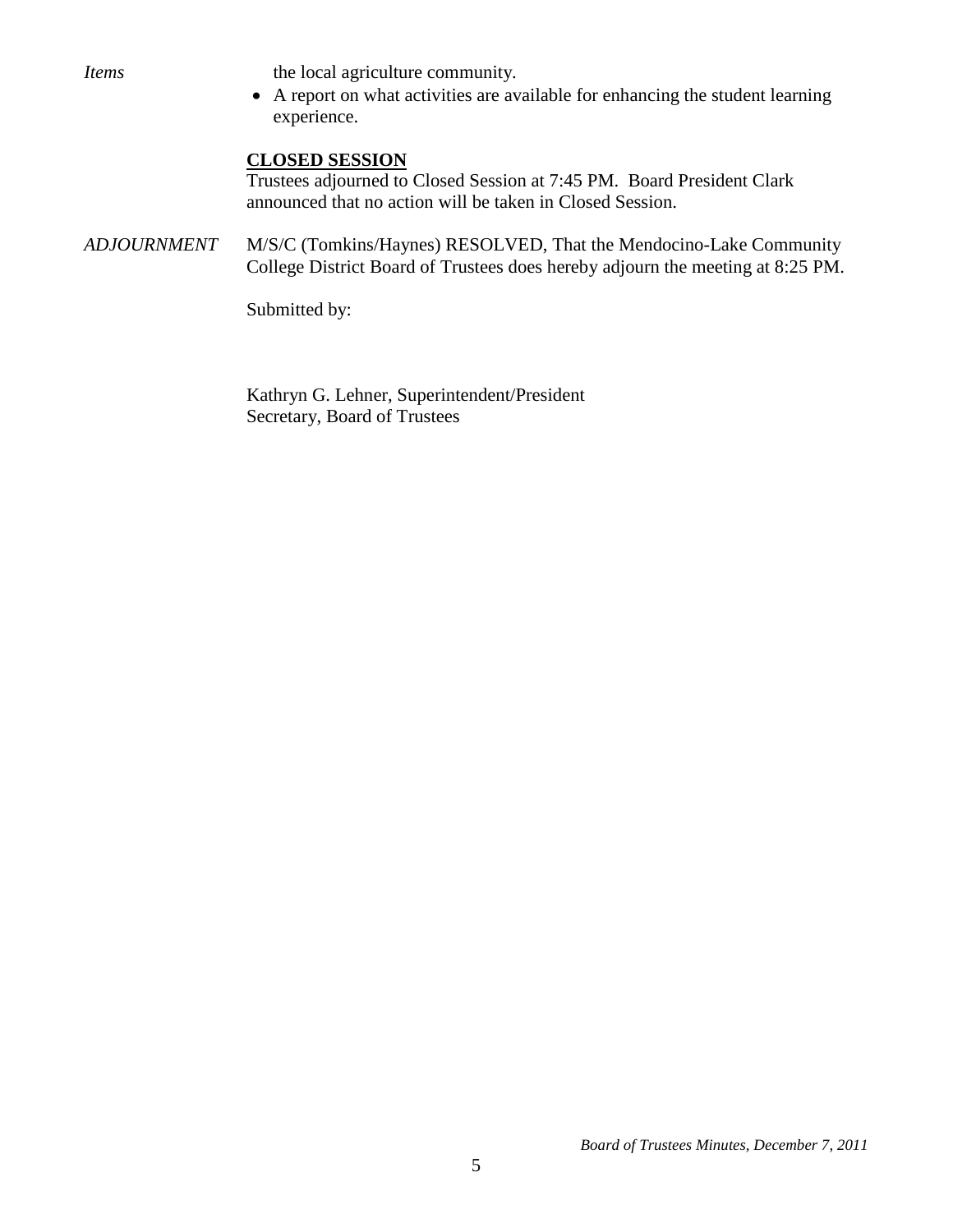*Items*

the local agriculture community.

- A report on what activities are available for enhancing the student learning experience.

**CLOSED SESSION**

Trustees adjourned to Closed Session at 7:45 PM. Board President Clark announced that no action will be taken in Closed Session.

*ADJOURNMENT*

M/S/C (Tomkins/Haynes) RESOLVED, That the Mendocino-Lake Community College District Board of Trustees does hereby adjourn the meeting at 8:25 PM.

Submitted by:

Kathryn G. Lehner, Superintendent/President
Secretary, Board of Trustees